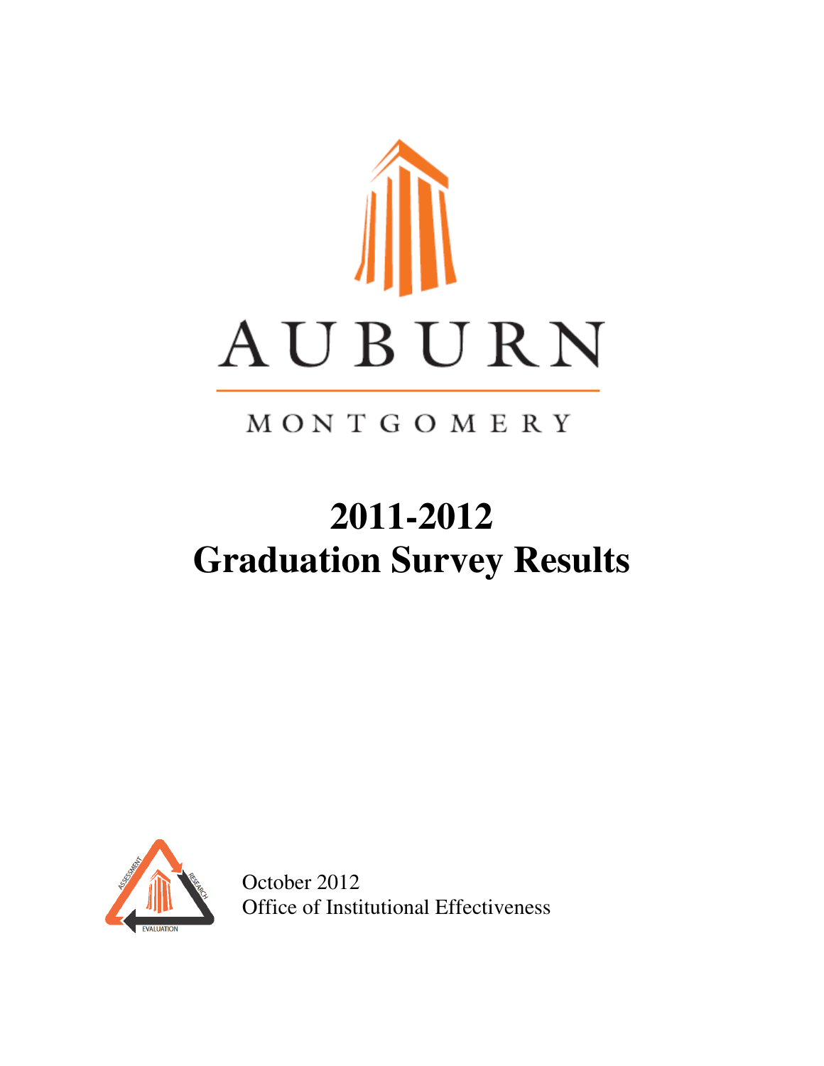AUBURN

MONTGOMERY

# 2011-2012
# Graduation Survey Results

October 2012
Office of Institutional Effectiveness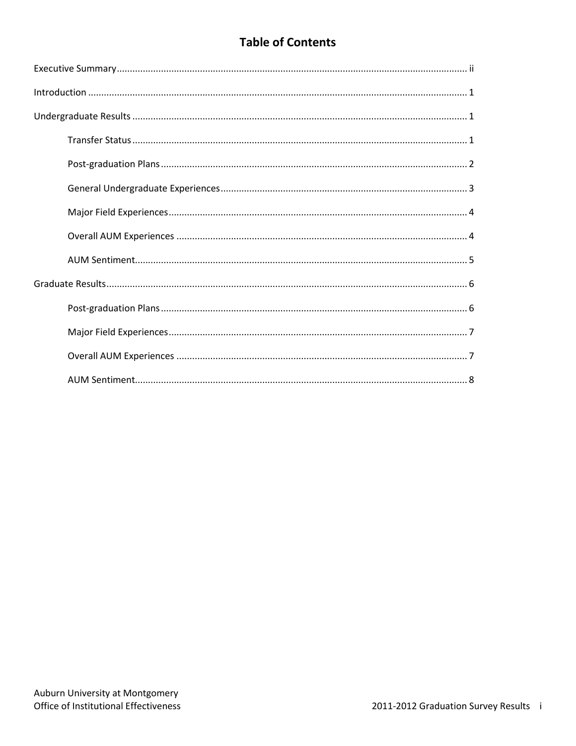# Table of Contents

Executive Summary ..... ii

Introduction ..... 1

Undergraduate Results ..... 1

- Transfer Status ..... 1
- Post-graduation Plans ..... 2
- General Undergraduate Experiences ..... 3
- Major Field Experiences ..... 4
- Overall AUM Experiences ..... 4
- AUM Sentiment ..... 5

Graduate Results ..... 6

- Post-graduation Plans ..... 6
- Major Field Experiences ..... 7
- Overall AUM Experiences ..... 7
- AUM Sentiment ..... 8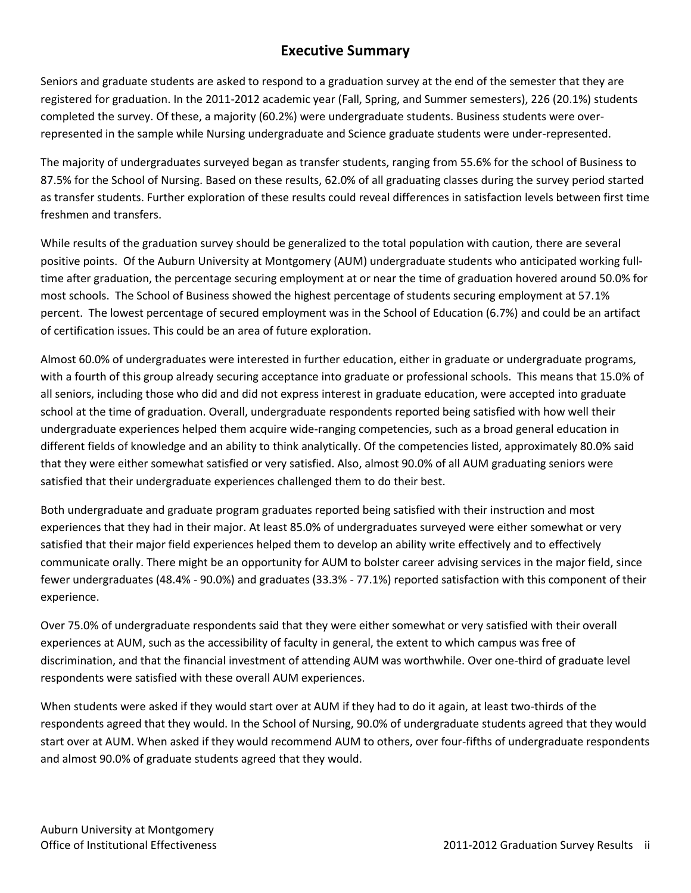# Executive Summary

Seniors and graduate students are asked to respond to a graduation survey at the end of the semester that they are registered for graduation. In the 2011-2012 academic year (Fall, Spring, and Summer semesters), 226 (20.1%) students completed the survey. Of these, a majority (60.2%) were undergraduate students. Business students were over-represented in the sample while Nursing undergraduate and Science graduate students were under-represented.

The majority of undergraduates surveyed began as transfer students, ranging from 55.6% for the school of Business to 87.5% for the School of Nursing. Based on these results, 62.0% of all graduating classes during the survey period started as transfer students. Further exploration of these results could reveal differences in satisfaction levels between first time freshmen and transfers.

While results of the graduation survey should be generalized to the total population with caution, there are several positive points. Of the Auburn University at Montgomery (AUM) undergraduate students who anticipated working full-time after graduation, the percentage securing employment at or near the time of graduation hovered around 50.0% for most schools. The School of Business showed the highest percentage of students securing employment at 57.1% percent. The lowest percentage of secured employment was in the School of Education (6.7%) and could be an artifact of certification issues. This could be an area of future exploration.

Almost 60.0% of undergraduates were interested in further education, either in graduate or undergraduate programs, with a fourth of this group already securing acceptance into graduate or professional schools. This means that 15.0% of all seniors, including those who did and did not express interest in graduate education, were accepted into graduate school at the time of graduation. Overall, undergraduate respondents reported being satisfied with how well their undergraduate experiences helped them acquire wide-ranging competencies, such as a broad general education in different fields of knowledge and an ability to think analytically. Of the competencies listed, approximately 80.0% said that they were either somewhat satisfied or very satisfied. Also, almost 90.0% of all AUM graduating seniors were satisfied that their undergraduate experiences challenged them to do their best.

Both undergraduate and graduate program graduates reported being satisfied with their instruction and most experiences that they had in their major. At least 85.0% of undergraduates surveyed were either somewhat or very satisfied that their major field experiences helped them to develop an ability write effectively and to effectively communicate orally. There might be an opportunity for AUM to bolster career advising services in the major field, since fewer undergraduates (48.4% - 90.0%) and graduates (33.3% - 77.1%) reported satisfaction with this component of their experience.

Over 75.0% of undergraduate respondents said that they were either somewhat or very satisfied with their overall experiences at AUM, such as the accessibility of faculty in general, the extent to which campus was free of discrimination, and that the financial investment of attending AUM was worthwhile. Over one-third of graduate level respondents were satisfied with these overall AUM experiences.

When students were asked if they would start over at AUM if they had to do it again, at least two-thirds of the respondents agreed that they would. In the School of Nursing, 90.0% of undergraduate students agreed that they would start over at AUM. When asked if they would recommend AUM to others, over four-fifths of undergraduate respondents and almost 90.0% of graduate students agreed that they would.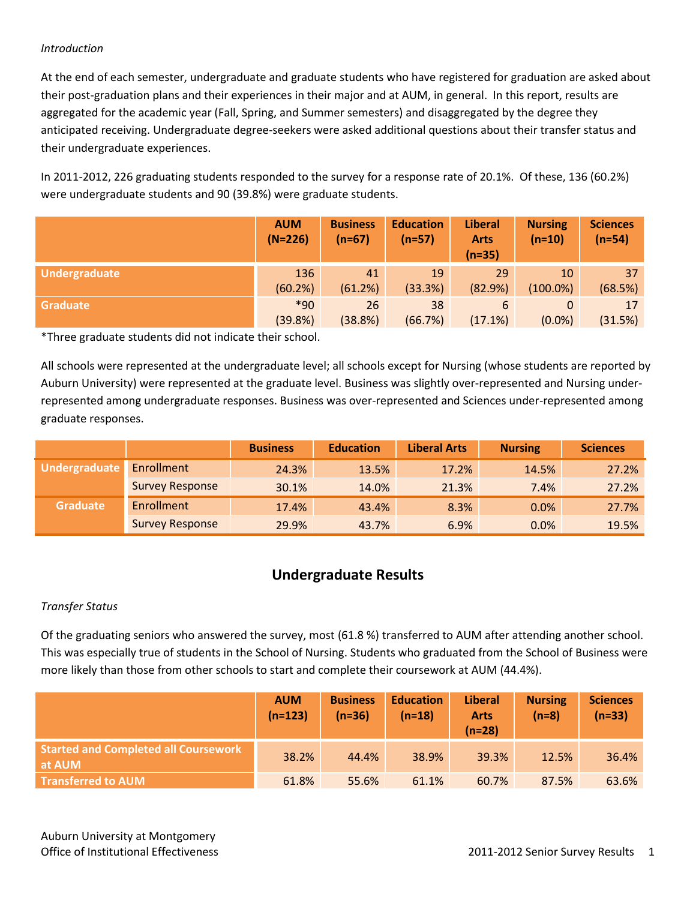*Introduction*

At the end of each semester, undergraduate and graduate students who have registered for graduation are asked about their post-graduation plans and their experiences in their major and at AUM, in general. In this report, results are aggregated for the academic year (Fall, Spring, and Summer semesters) and disaggregated by the degree they anticipated receiving. Undergraduate degree-seekers were asked additional questions about their transfer status and their undergraduate experiences.

In 2011-2012, 226 graduating students responded to the survey for a response rate of 20.1%. Of these, 136 (60.2%) were undergraduate students and 90 (39.8%) were graduate students.

| | AUM (N=226) | Business (n=67) | Education (n=57) | Liberal Arts (n=35) | Nursing (n=10) | Sciences (n=54) |
|---|---|---|---|---|---|---|
| **Undergraduate** | 136 (60.2%) | 41 (61.2%) | 19 (33.3%) | 29 (82.9%) | 10 (100.0%) | 37 (68.5%) |
| **Graduate** | *90 (39.8%) | 26 (38.8%) | 38 (66.7%) | 6 (17.1%) | 0 (0.0%) | 17 (31.5%) |

*Three graduate students did not indicate their school.

All schools were represented at the undergraduate level; all schools except for Nursing (whose students are reported by Auburn University) were represented at the graduate level. Business was slightly over-represented and Nursing under-represented among undergraduate responses. Business was over-represented and Sciences under-represented among graduate responses.

| | | Business | Education | Liberal Arts | Nursing | Sciences |
|---|---|---|---|---|---|---|
| **Undergraduate** | Enrollment | 24.3% | 13.5% | 17.2% | 14.5% | 27.2% |
| | Survey Response | 30.1% | 14.0% | 21.3% | 7.4% | 27.2% |
| **Graduate** | Enrollment | 17.4% | 43.4% | 8.3% | 0.0% | 27.7% |
| | Survey Response | 29.9% | 43.7% | 6.9% | 0.0% | 19.5% |

## Undergraduate Results

*Transfer Status*

Of the graduating seniors who answered the survey, most (61.8 %) transferred to AUM after attending another school. This was especially true of students in the School of Nursing. Students who graduated from the School of Business were more likely than those from other schools to start and complete their coursework at AUM (44.4%).

| | AUM (n=123) | Business (n=36) | Education (n=18) | Liberal Arts (n=28) | Nursing (n=8) | Sciences (n=33) |
|---|---|---|---|---|---|---|
| **Started and Completed all Coursework at AUM** | 38.2% | 44.4% | 38.9% | 39.3% | 12.5% | 36.4% |
| **Transferred to AUM** | 61.8% | 55.6% | 61.1% | 60.7% | 87.5% | 63.6% |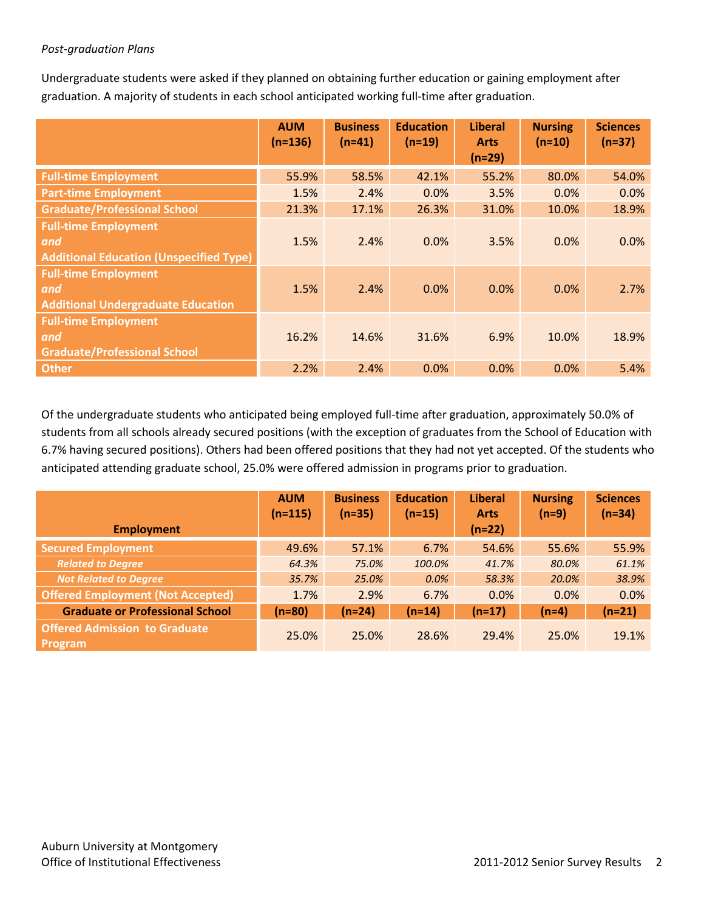*Post-graduation Plans*

Undergraduate students were asked if they planned on obtaining further education or gaining employment after graduation. A majority of students in each school anticipated working full-time after graduation.

| | AUM (n=136) | Business (n=41) | Education (n=19) | Liberal Arts (n=29) | Nursing (n=10) | Sciences (n=37) |
|---|---|---|---|---|---|---|
| **Full-time Employment** | 55.9% | 58.5% | 42.1% | 55.2% | 80.0% | 54.0% |
| **Part-time Employment** | 1.5% | 2.4% | 0.0% | 3.5% | 0.0% | 0.0% |
| **Graduate/Professional School** | 21.3% | 17.1% | 26.3% | 31.0% | 10.0% | 18.9% |
| **Full-time Employment *and* Additional Education (Unspecified Type)** | 1.5% | 2.4% | 0.0% | 3.5% | 0.0% | 0.0% |
| **Full-time Employment *and* Additional Undergraduate Education** | 1.5% | 2.4% | 0.0% | 0.0% | 0.0% | 2.7% |
| **Full-time Employment *and* Graduate/Professional School** | 16.2% | 14.6% | 31.6% | 6.9% | 10.0% | 18.9% |
| **Other** | 2.2% | 2.4% | 0.0% | 0.0% | 0.0% | 5.4% |

Of the undergraduate students who anticipated being employed full-time after graduation, approximately 50.0% of students from all schools already secured positions (with the exception of graduates from the School of Education with 6.7% having secured positions). Others had been offered positions that they had not yet accepted. Of the students who anticipated attending graduate school, 25.0% were offered admission in programs prior to graduation.

| Employment | AUM (n=115) | Business (n=35) | Education (n=15) | Liberal Arts (n=22) | Nursing (n=9) | Sciences (n=34) |
|---|---|---|---|---|---|---|
| **Secured Employment** | 49.6% | 57.1% | 6.7% | 54.6% | 55.6% | 55.9% |
| ***Related to Degree*** | *64.3%* | *75.0%* | *100.0%* | *41.7%* | *80.0%* | *61.1%* |
| ***Not Related to Degree*** | *35.7%* | *25.0%* | *0.0%* | *58.3%* | *20.0%* | *38.9%* |
| **Offered Employment (Not Accepted)** | 1.7% | 2.9% | 6.7% | 0.0% | 0.0% | 0.0% |
| **Graduate or Professional School** | **(n=80)** | **(n=24)** | **(n=14)** | **(n=17)** | **(n=4)** | **(n=21)** |
| **Offered Admission to Graduate Program** | 25.0% | 25.0% | 28.6% | 29.4% | 25.0% | 19.1% |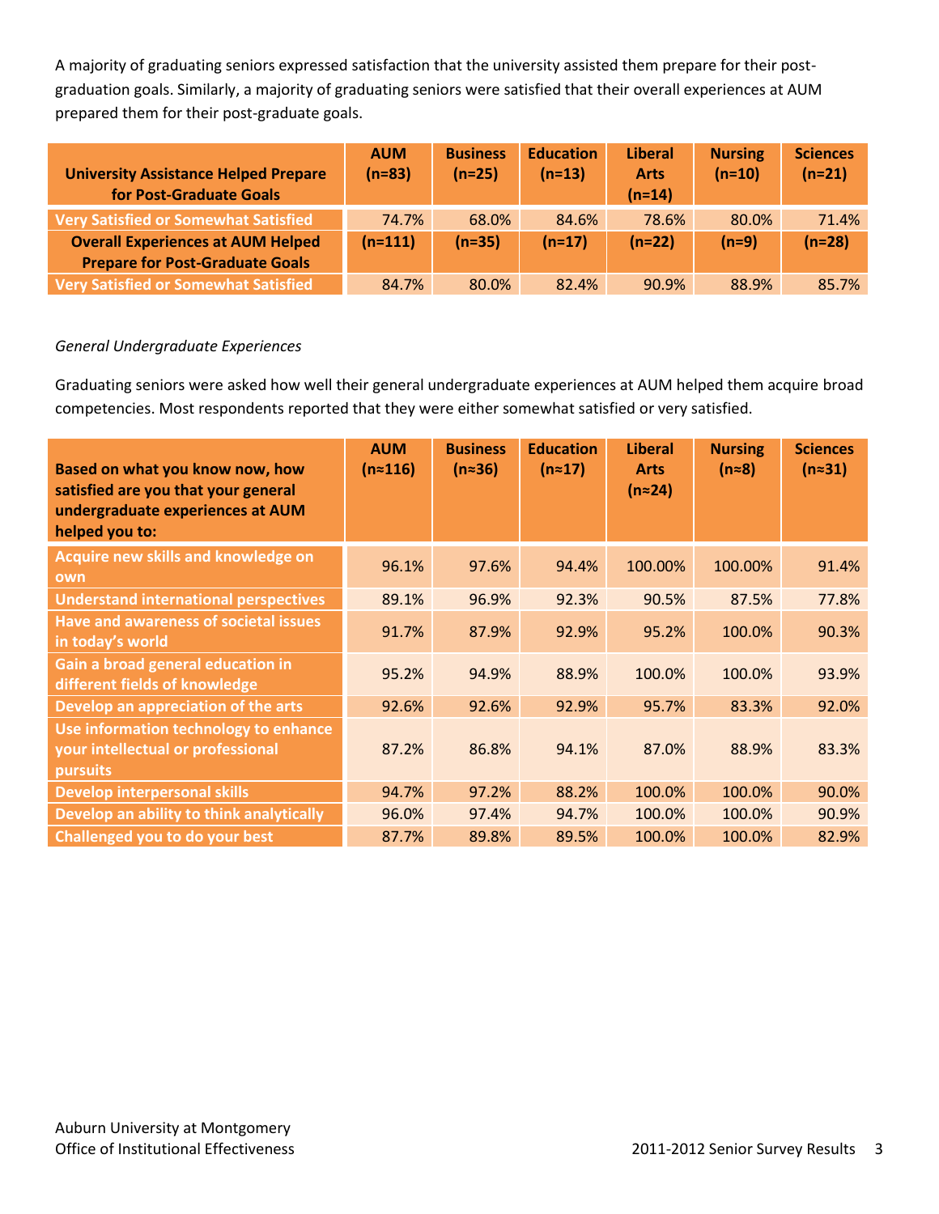A majority of graduating seniors expressed satisfaction that the university assisted them prepare for their post-graduation goals. Similarly, a majority of graduating seniors were satisfied that their overall experiences at AUM prepared them for their post-graduate goals.

| **University Assistance Helped Prepare for Post-Graduate Goals** | **AUM (n=83)** | **Business (n=25)** | **Education (n=13)** | **Liberal Arts (n=14)** | **Nursing (n=10)** | **Sciences (n=21)** |
|---|---|---|---|---|---|---|
| **Very Satisfied or Somewhat Satisfied** | 74.7% | 68.0% | 84.6% | 78.6% | 80.0% | 71.4% |
| **Overall Experiences at AUM Helped Prepare for Post-Graduate Goals** | **(n=111)** | **(n=35)** | **(n=17)** | **(n=22)** | **(n=9)** | **(n=28)** |
| **Very Satisfied or Somewhat Satisfied** | 84.7% | 80.0% | 82.4% | 90.9% | 88.9% | 85.7% |

*General Undergraduate Experiences*

Graduating seniors were asked how well their general undergraduate experiences at AUM helped them acquire broad competencies. Most respondents reported that they were either somewhat satisfied or very satisfied.

| **Based on what you know now, how satisfied are you that your general undergraduate experiences at AUM helped you to:** | **AUM (n≈116)** | **Business (n≈36)** | **Education (n≈17)** | **Liberal Arts (n≈24)** | **Nursing (n≈8)** | **Sciences (n≈31)** |
|---|---|---|---|---|---|---|
| **Acquire new skills and knowledge on own** | 96.1% | 97.6% | 94.4% | 100.00% | 100.00% | 91.4% |
| **Understand international perspectives** | 89.1% | 96.9% | 92.3% | 90.5% | 87.5% | 77.8% |
| **Have and awareness of societal issues in today's world** | 91.7% | 87.9% | 92.9% | 95.2% | 100.0% | 90.3% |
| **Gain a broad general education in different fields of knowledge** | 95.2% | 94.9% | 88.9% | 100.0% | 100.0% | 93.9% |
| **Develop an appreciation of the arts** | 92.6% | 92.6% | 92.9% | 95.7% | 83.3% | 92.0% |
| **Use information technology to enhance your intellectual or professional pursuits** | 87.2% | 86.8% | 94.1% | 87.0% | 88.9% | 83.3% |
| **Develop interpersonal skills** | 94.7% | 97.2% | 88.2% | 100.0% | 100.0% | 90.0% |
| **Develop an ability to think analytically** | 96.0% | 97.4% | 94.7% | 100.0% | 100.0% | 90.9% |
| **Challenged you to do your best** | 87.7% | 89.8% | 89.5% | 100.0% | 100.0% | 82.9% |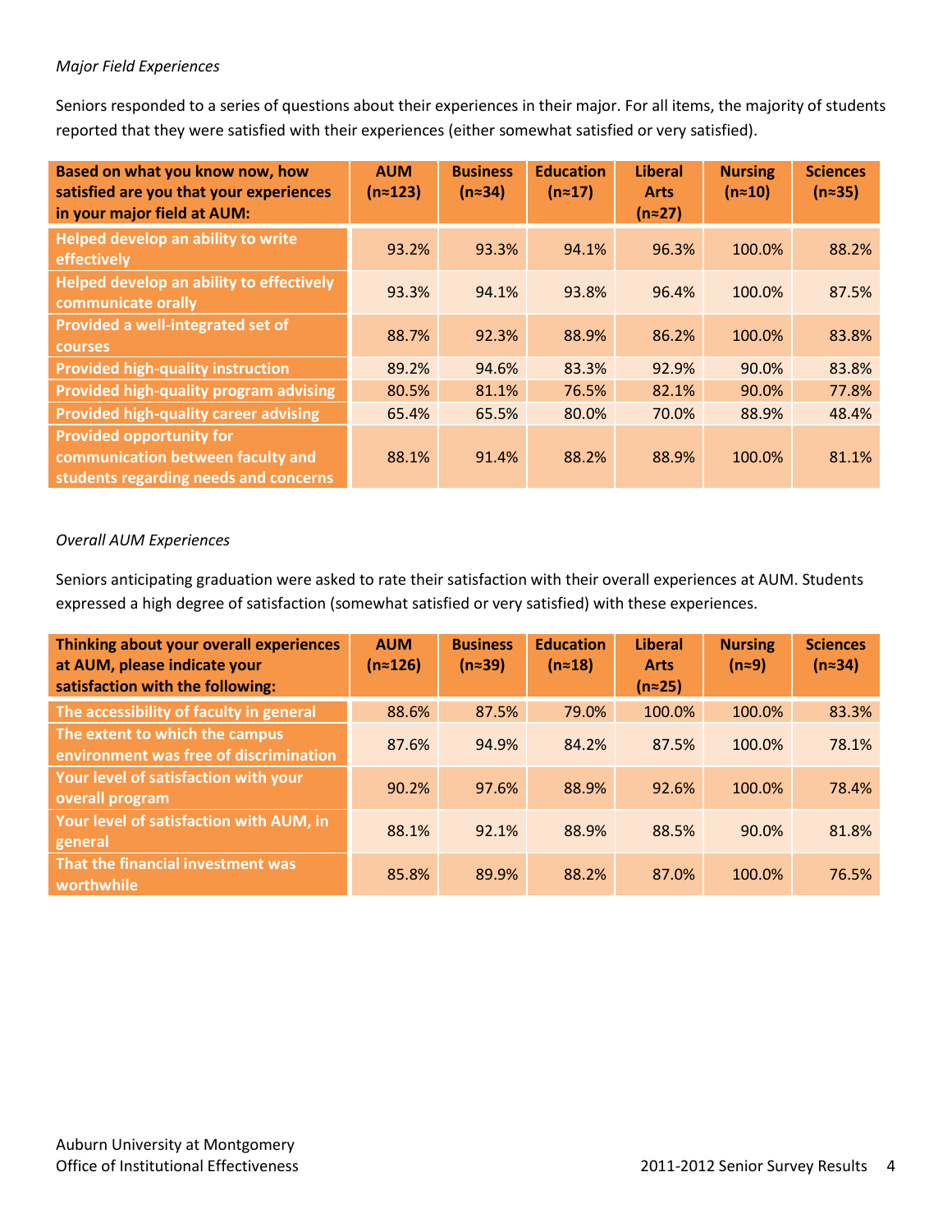*Major Field Experiences*

Seniors responded to a series of questions about their experiences in their major. For all items, the majority of students reported that they were satisfied with their experiences (either somewhat satisfied or very satisfied).

| Based on what you know now, how satisfied are you that your experiences in your major field at AUM: | AUM (n≈123) | Business (n≈34) | Education (n≈17) | Liberal Arts (n≈27) | Nursing (n≈10) | Sciences (n≈35) |
|---|---|---|---|---|---|---|
| Helped develop an ability to write effectively | 93.2% | 93.3% | 94.1% | 96.3% | 100.0% | 88.2% |
| Helped develop an ability to effectively communicate orally | 93.3% | 94.1% | 93.8% | 96.4% | 100.0% | 87.5% |
| Provided a well-integrated set of courses | 88.7% | 92.3% | 88.9% | 86.2% | 100.0% | 83.8% |
| Provided high-quality instruction | 89.2% | 94.6% | 83.3% | 92.9% | 90.0% | 83.8% |
| Provided high-quality program advising | 80.5% | 81.1% | 76.5% | 82.1% | 90.0% | 77.8% |
| Provided high-quality career advising | 65.4% | 65.5% | 80.0% | 70.0% | 88.9% | 48.4% |
| Provided opportunity for communication between faculty and students regarding needs and concerns | 88.1% | 91.4% | 88.2% | 88.9% | 100.0% | 81.1% |

*Overall AUM Experiences*

Seniors anticipating graduation were asked to rate their satisfaction with their overall experiences at AUM. Students expressed a high degree of satisfaction (somewhat satisfied or very satisfied) with these experiences.

| Thinking about your overall experiences at AUM, please indicate your satisfaction with the following: | AUM (n≈126) | Business (n≈39) | Education (n≈18) | Liberal Arts (n≈25) | Nursing (n≈9) | Sciences (n≈34) |
|---|---|---|---|---|---|---|
| The accessibility of faculty in general | 88.6% | 87.5% | 79.0% | 100.0% | 100.0% | 83.3% |
| The extent to which the campus environment was free of discrimination | 87.6% | 94.9% | 84.2% | 87.5% | 100.0% | 78.1% |
| Your level of satisfaction with your overall program | 90.2% | 97.6% | 88.9% | 92.6% | 100.0% | 78.4% |
| Your level of satisfaction with AUM, in general | 88.1% | 92.1% | 88.9% | 88.5% | 90.0% | 81.8% |
| That the financial investment was worthwhile | 85.8% | 89.9% | 88.2% | 87.0% | 100.0% | 76.5% |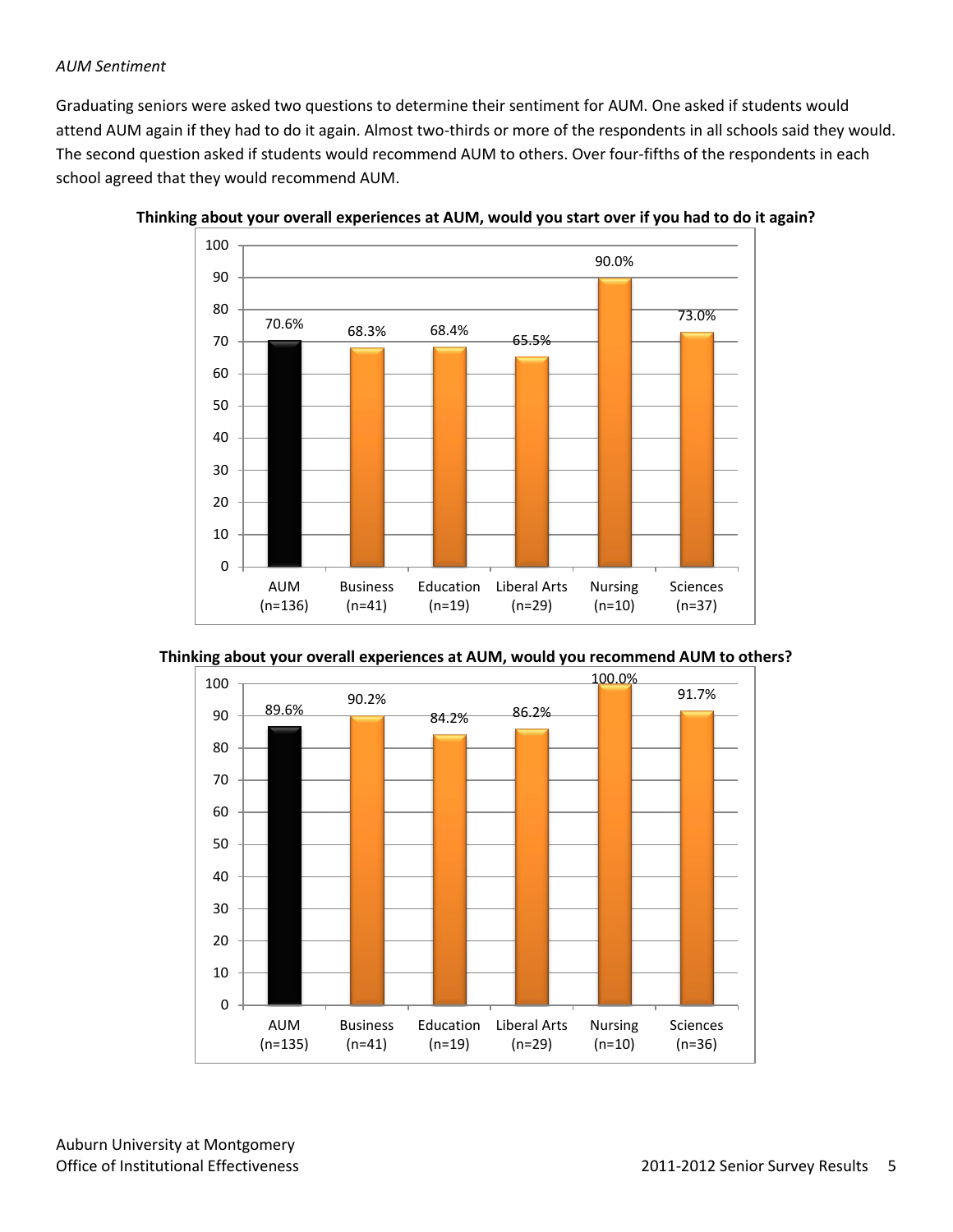*AUM Sentiment*

Graduating seniors were asked two questions to determine their sentiment for AUM. One asked if students would attend AUM again if they had to do it again. Almost two-thirds or more of the respondents in all schools said they would. The second question asked if students would recommend AUM to others. Over four-fifths of the respondents in each school agreed that they would recommend AUM.

**Thinking about your overall experiences at AUM, would you start over if you had to do it again?**

| AUM (n=136) | Business (n=41) | Education (n=19) | Liberal Arts (n=29) | Nursing (n=10) | Sciences (n=37) |
|---|---|---|---|---|---|
| 70.6% | 68.3% | 68.4% | 65.5% | 90.0% | 73.0% |

**Thinking about your overall experiences at AUM, would you recommend AUM to others?**

| AUM (n=135) | Business (n=41) | Education (n=19) | Liberal Arts (n=29) | Nursing (n=10) | Sciences (n=36) |
|---|---|---|---|---|---|
| 89.6% | 90.2% | 84.2% | 86.2% | 100.0% | 91.7% |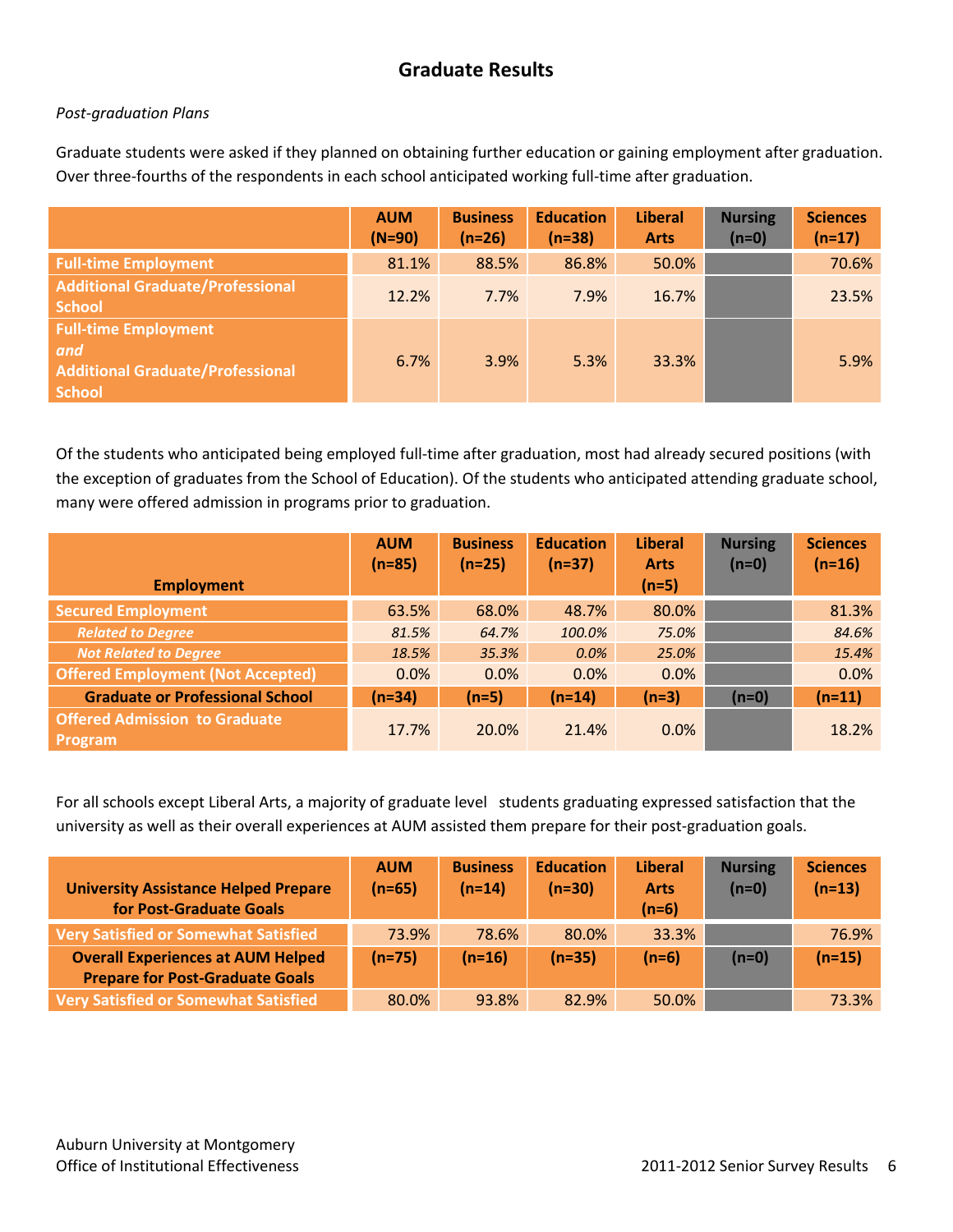# Graduate Results

*Post-graduation Plans*

Graduate students were asked if they planned on obtaining further education or gaining employment after graduation. Over three-fourths of the respondents in each school anticipated working full-time after graduation.

| | AUM (N=90) | Business (n=26) | Education (n=38) | Liberal Arts | Nursing (n=0) | Sciences (n=17) |
|---|---|---|---|---|---|---|
| Full-time Employment | 81.1% | 88.5% | 86.8% | 50.0% | | 70.6% |
| Additional Graduate/Professional School | 12.2% | 7.7% | 7.9% | 16.7% | | 23.5% |
| Full-time Employment *and* Additional Graduate/Professional School | 6.7% | 3.9% | 5.3% | 33.3% | | 5.9% |

Of the students who anticipated being employed full-time after graduation, most had already secured positions (with the exception of graduates from the School of Education). Of the students who anticipated attending graduate school, many were offered admission in programs prior to graduation.

| Employment | AUM (n=85) | Business (n=25) | Education (n=37) | Liberal Arts (n=5) | Nursing (n=0) | Sciences (n=16) |
|---|---|---|---|---|---|---|
| Secured Employment | 63.5% | 68.0% | 48.7% | 80.0% | | 81.3% |
| *Related to Degree* | *81.5%* | *64.7%* | *100.0%* | *75.0%* | | *84.6%* |
| *Not Related to Degree* | *18.5%* | *35.3%* | *0.0%* | *25.0%* | | *15.4%* |
| Offered Employment (Not Accepted) | 0.0% | 0.0% | 0.0% | 0.0% | | 0.0% |
| **Graduate or Professional School** | **(n=34)** | **(n=5)** | **(n=14)** | **(n=3)** | **(n=0)** | **(n=11)** |
| Offered Admission to Graduate Program | 17.7% | 20.0% | 21.4% | 0.0% | | 18.2% |

For all schools except Liberal Arts, a majority of graduate level students graduating expressed satisfaction that the university as well as their overall experiences at AUM assisted them prepare for their post-graduation goals.

| University Assistance Helped Prepare for Post-Graduate Goals | AUM (n=65) | Business (n=14) | Education (n=30) | Liberal Arts (n=6) | Nursing (n=0) | Sciences (n=13) |
|---|---|---|---|---|---|---|
| Very Satisfied or Somewhat Satisfied | 73.9% | 78.6% | 80.0% | 33.3% | | 76.9% |
| **Overall Experiences at AUM Helped Prepare for Post-Graduate Goals** | **(n=75)** | **(n=16)** | **(n=35)** | **(n=6)** | **(n=0)** | **(n=15)** |
| Very Satisfied or Somewhat Satisfied | 80.0% | 93.8% | 82.9% | 50.0% | | 73.3% |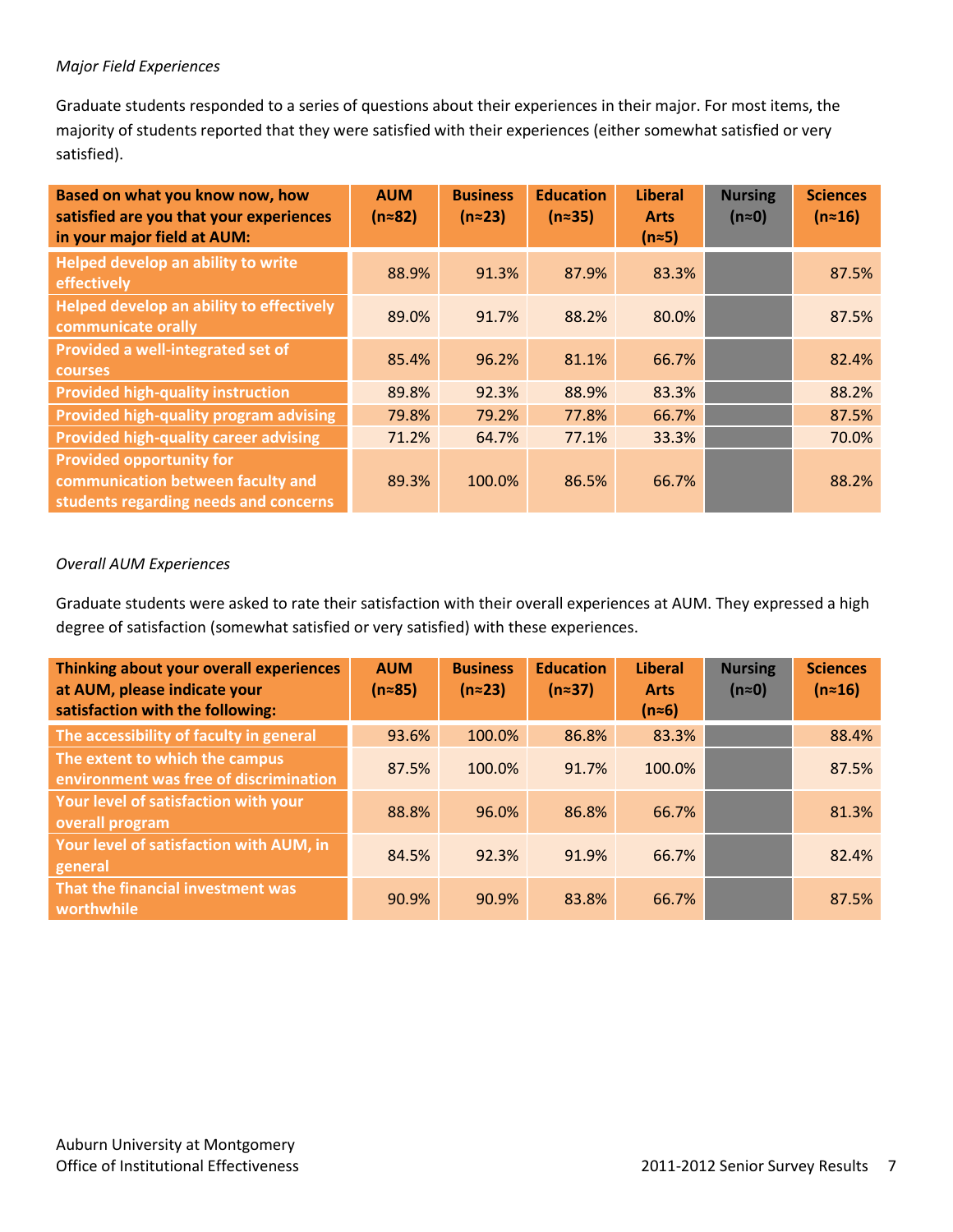*Major Field Experiences*

Graduate students responded to a series of questions about their experiences in their major. For most items, the majority of students reported that they were satisfied with their experiences (either somewhat satisfied or very satisfied).

| Based on what you know now, how satisfied are you that your experiences in your major field at AUM: | AUM (n≈82) | Business (n≈23) | Education (n≈35) | Liberal Arts (n≈5) | Nursing (n≈0) | Sciences (n≈16) |
|---|---|---|---|---|---|---|
| Helped develop an ability to write effectively | 88.9% | 91.3% | 87.9% | 83.3% | | 87.5% |
| Helped develop an ability to effectively communicate orally | 89.0% | 91.7% | 88.2% | 80.0% | | 87.5% |
| Provided a well-integrated set of courses | 85.4% | 96.2% | 81.1% | 66.7% | | 82.4% |
| Provided high-quality instruction | 89.8% | 92.3% | 88.9% | 83.3% | | 88.2% |
| Provided high-quality program advising | 79.8% | 79.2% | 77.8% | 66.7% | | 87.5% |
| Provided high-quality career advising | 71.2% | 64.7% | 77.1% | 33.3% | | 70.0% |
| Provided opportunity for communication between faculty and students regarding needs and concerns | 89.3% | 100.0% | 86.5% | 66.7% | | 88.2% |

*Overall AUM Experiences*

Graduate students were asked to rate their satisfaction with their overall experiences at AUM. They expressed a high degree of satisfaction (somewhat satisfied or very satisfied) with these experiences.

| Thinking about your overall experiences at AUM, please indicate your satisfaction with the following: | AUM (n≈85) | Business (n≈23) | Education (n≈37) | Liberal Arts (n≈6) | Nursing (n≈0) | Sciences (n≈16) |
|---|---|---|---|---|---|---|
| The accessibility of faculty in general | 93.6% | 100.0% | 86.8% | 83.3% | | 88.4% |
| The extent to which the campus environment was free of discrimination | 87.5% | 100.0% | 91.7% | 100.0% | | 87.5% |
| Your level of satisfaction with your overall program | 88.8% | 96.0% | 86.8% | 66.7% | | 81.3% |
| Your level of satisfaction with AUM, in general | 84.5% | 92.3% | 91.9% | 66.7% | | 82.4% |
| That the financial investment was worthwhile | 90.9% | 90.9% | 83.8% | 66.7% | | 87.5% |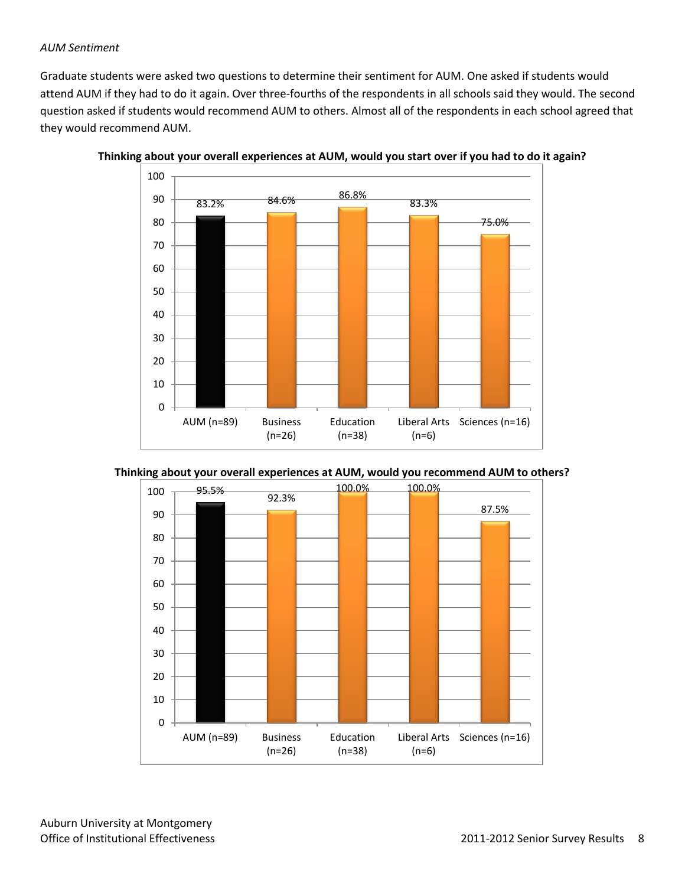*AUM Sentiment*

Graduate students were asked two questions to determine their sentiment for AUM. One asked if students would attend AUM if they had to do it again. Over three-fourths of the respondents in all schools said they would. The second question asked if students would recommend AUM to others. Almost all of the respondents in each school agreed that they would recommend AUM.

**Thinking about your overall experiences at AUM, would you start over if you had to do it again?**

100
90
80
70
60
50
40
30
20
10
0

83.2%
84.6%
86.8%
83.3%
75.0%

AUM (n=89)
Business (n=26)
Education (n=38)
Liberal Arts (n=6)
Sciences (n=16)

**Thinking about your overall experiences at AUM, would you recommend AUM to others?**

100
90
80
70
60
50
40
30
20
10
0

95.5%
92.3%
100.0%
100.0%
87.5%

AUM (n=89)
Business (n=26)
Education (n=38)
Liberal Arts (n=6)
Sciences (n=16)